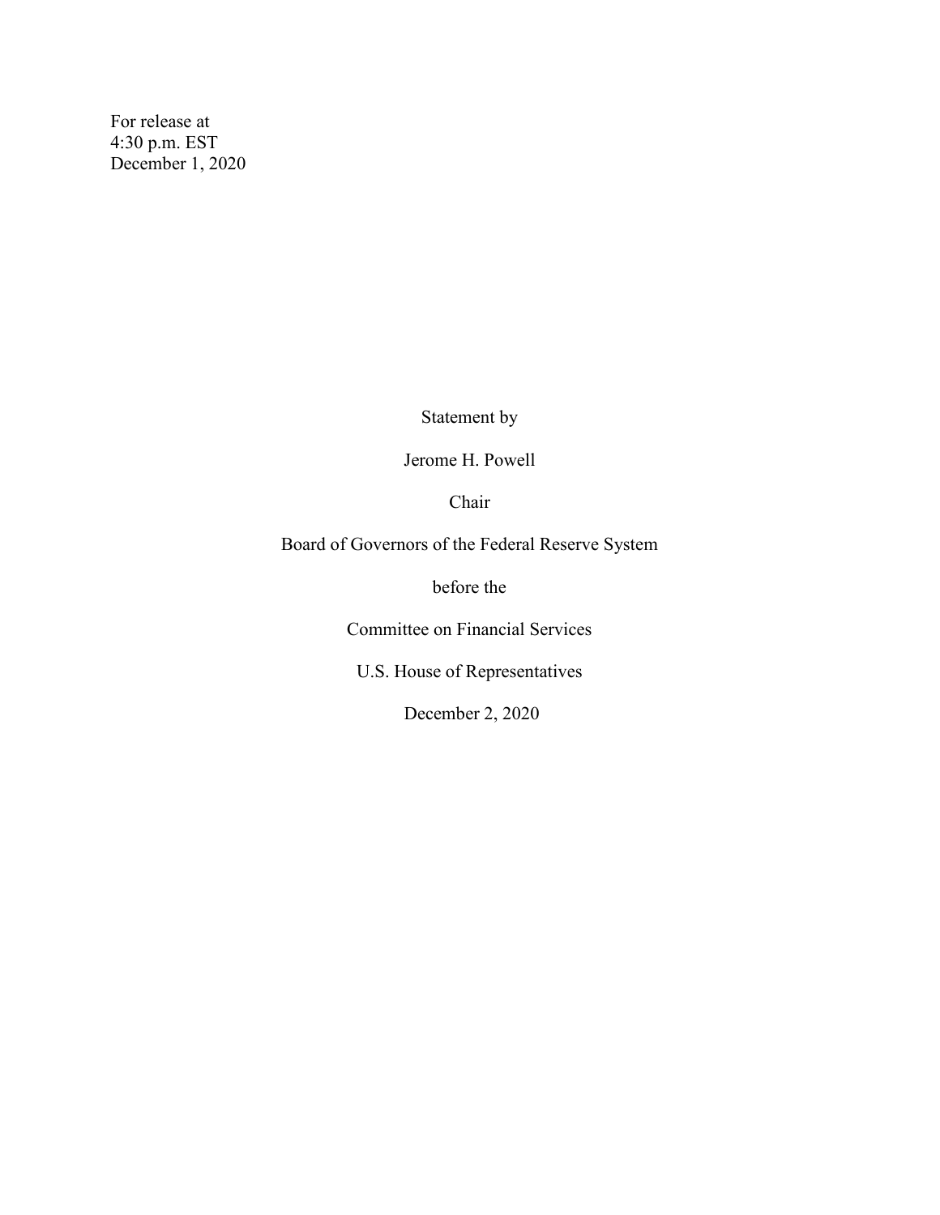For release at
4:30 p.m. EST
December 1, 2020

Statement by

Jerome H. Powell

Chair

Board of Governors of the Federal Reserve System

before the

Committee on Financial Services

U.S. House of Representatives

December 2, 2020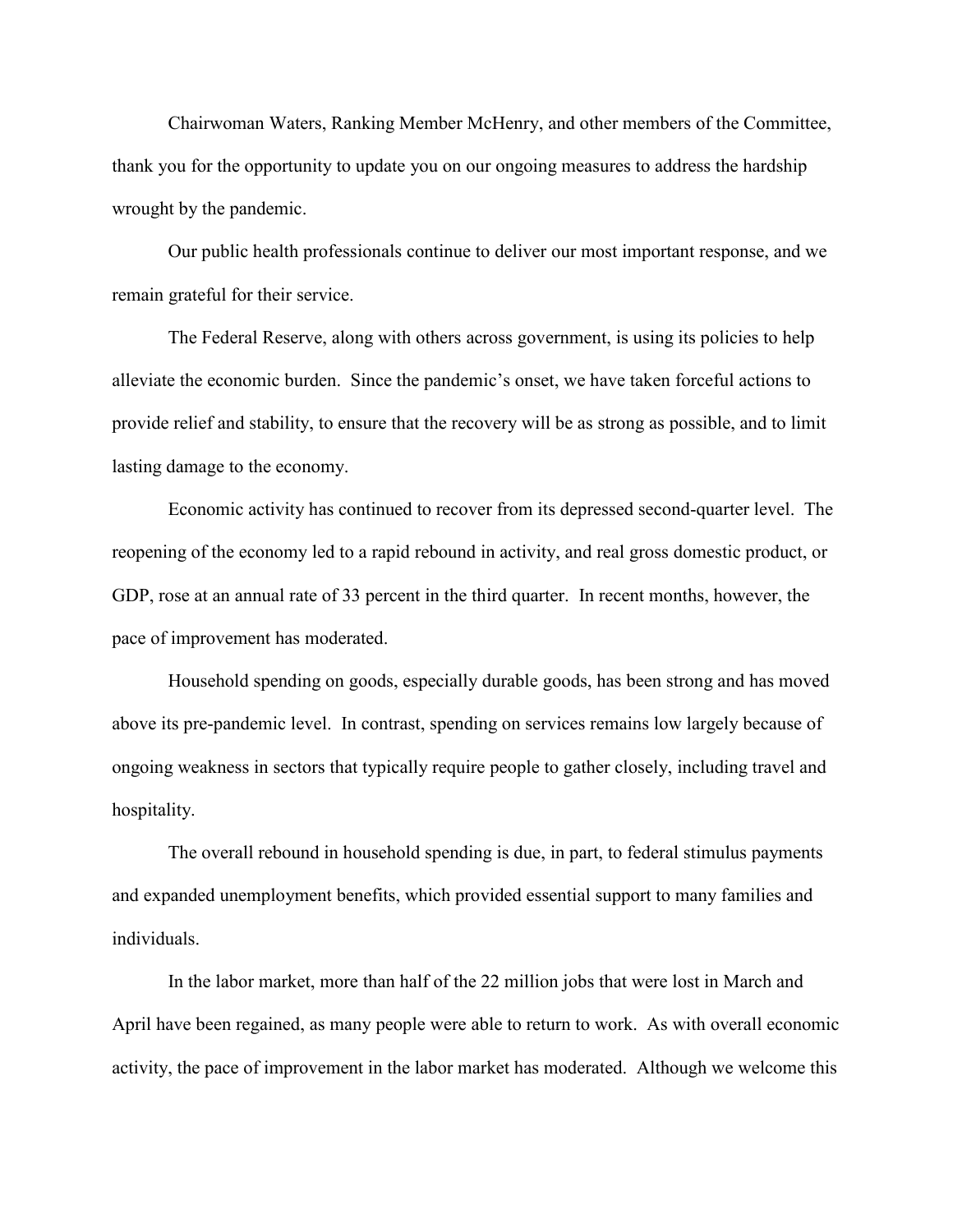Chairwoman Waters, Ranking Member McHenry, and other members of the Committee, thank you for the opportunity to update you on our ongoing measures to address the hardship wrought by the pandemic.

Our public health professionals continue to deliver our most important response, and we remain grateful for their service.

The Federal Reserve, along with others across government, is using its policies to help alleviate the economic burden. Since the pandemic's onset, we have taken forceful actions to provide relief and stability, to ensure that the recovery will be as strong as possible, and to limit lasting damage to the economy.

Economic activity has continued to recover from its depressed second-quarter level. The reopening of the economy led to a rapid rebound in activity, and real gross domestic product, or GDP, rose at an annual rate of 33 percent in the third quarter. In recent months, however, the pace of improvement has moderated.

Household spending on goods, especially durable goods, has been strong and has moved above its pre-pandemic level. In contrast, spending on services remains low largely because of ongoing weakness in sectors that typically require people to gather closely, including travel and hospitality.

The overall rebound in household spending is due, in part, to federal stimulus payments and expanded unemployment benefits, which provided essential support to many families and individuals.

In the labor market, more than half of the 22 million jobs that were lost in March and April have been regained, as many people were able to return to work. As with overall economic activity, the pace of improvement in the labor market has moderated. Although we welcome this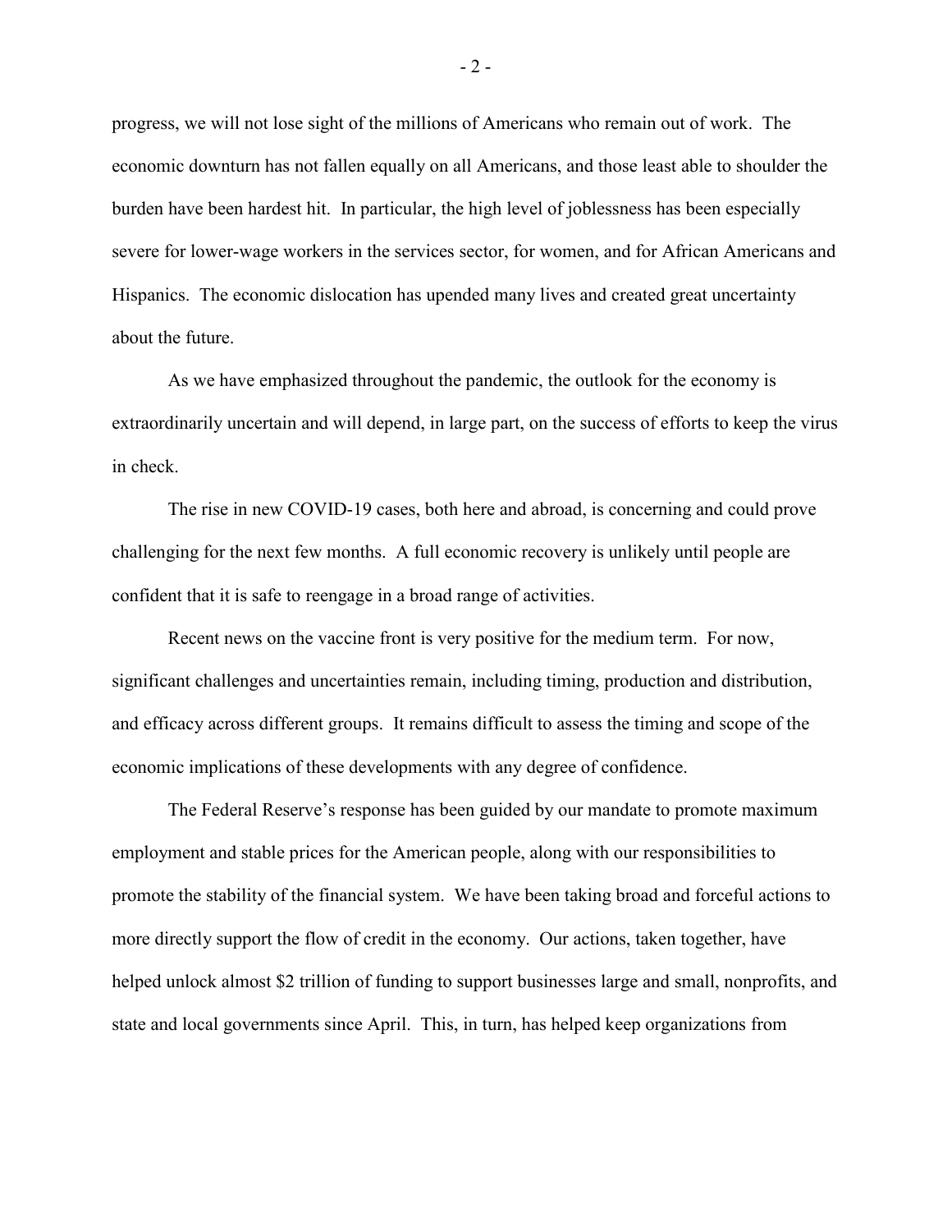progress, we will not lose sight of the millions of Americans who remain out of work. The economic downturn has not fallen equally on all Americans, and those least able to shoulder the burden have been hardest hit. In particular, the high level of joblessness has been especially severe for lower-wage workers in the services sector, for women, and for African Americans and Hispanics. The economic dislocation has upended many lives and created great uncertainty about the future.

As we have emphasized throughout the pandemic, the outlook for the economy is extraordinarily uncertain and will depend, in large part, on the success of efforts to keep the virus in check.

The rise in new COVID-19 cases, both here and abroad, is concerning and could prove challenging for the next few months. A full economic recovery is unlikely until people are confident that it is safe to reengage in a broad range of activities.

Recent news on the vaccine front is very positive for the medium term. For now, significant challenges and uncertainties remain, including timing, production and distribution, and efficacy across different groups. It remains difficult to assess the timing and scope of the economic implications of these developments with any degree of confidence.

The Federal Reserve's response has been guided by our mandate to promote maximum employment and stable prices for the American people, along with our responsibilities to promote the stability of the financial system. We have been taking broad and forceful actions to more directly support the flow of credit in the economy. Our actions, taken together, have helped unlock almost $2 trillion of funding to support businesses large and small, nonprofits, and state and local governments since April. This, in turn, has helped keep organizations from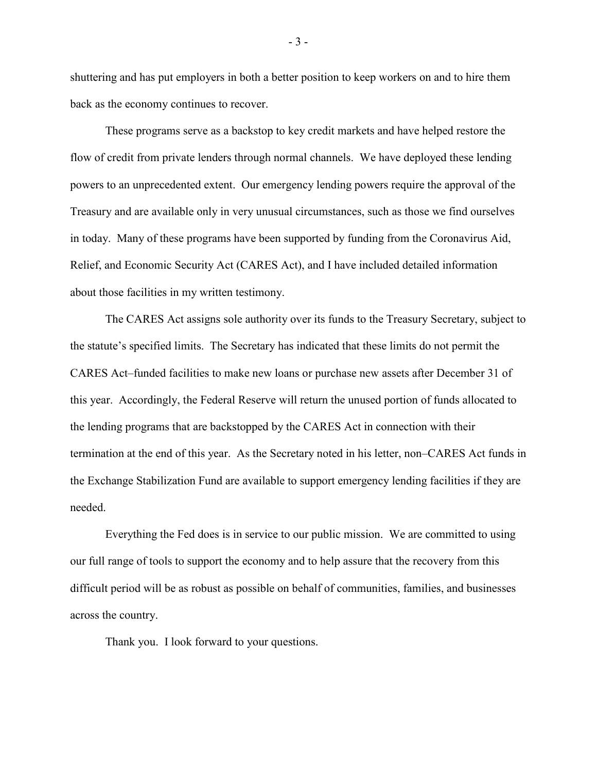shuttering and has put employers in both a better position to keep workers on and to hire them back as the economy continues to recover.

These programs serve as a backstop to key credit markets and have helped restore the flow of credit from private lenders through normal channels. We have deployed these lending powers to an unprecedented extent. Our emergency lending powers require the approval of the Treasury and are available only in very unusual circumstances, such as those we find ourselves in today. Many of these programs have been supported by funding from the Coronavirus Aid, Relief, and Economic Security Act (CARES Act), and I have included detailed information about those facilities in my written testimony.

The CARES Act assigns sole authority over its funds to the Treasury Secretary, subject to the statute's specified limits. The Secretary has indicated that these limits do not permit the CARES Act–funded facilities to make new loans or purchase new assets after December 31 of this year. Accordingly, the Federal Reserve will return the unused portion of funds allocated to the lending programs that are backstopped by the CARES Act in connection with their termination at the end of this year. As the Secretary noted in his letter, non–CARES Act funds in the Exchange Stabilization Fund are available to support emergency lending facilities if they are needed.

Everything the Fed does is in service to our public mission. We are committed to using our full range of tools to support the economy and to help assure that the recovery from this difficult period will be as robust as possible on behalf of communities, families, and businesses across the country.

Thank you. I look forward to your questions.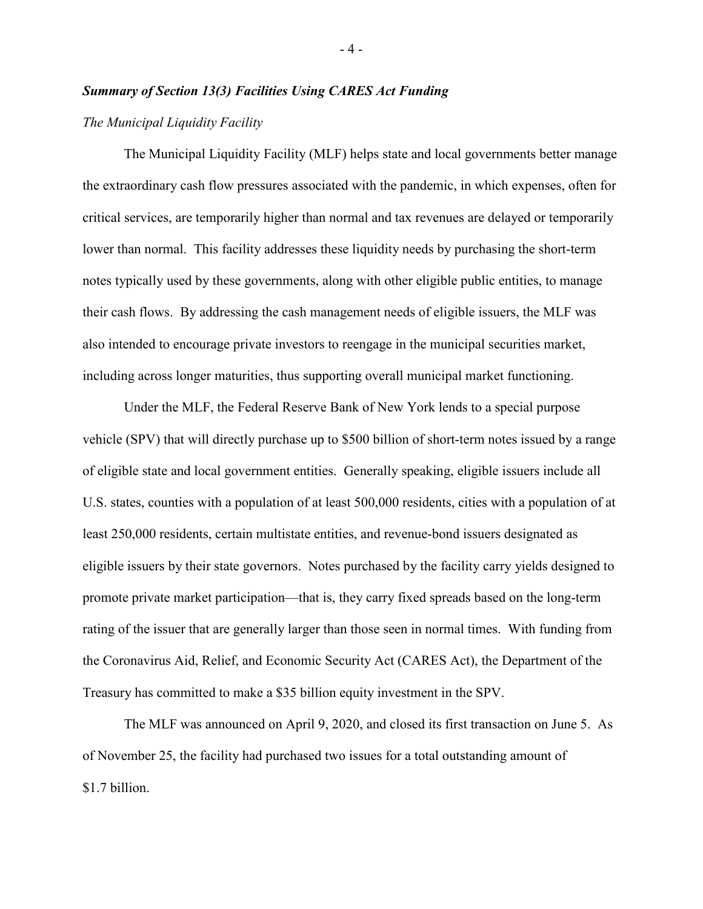### ***Summary of Section 13(3) Facilities Using CARES Act Funding***

*The Municipal Liquidity Facility*

The Municipal Liquidity Facility (MLF) helps state and local governments better manage the extraordinary cash flow pressures associated with the pandemic, in which expenses, often for critical services, are temporarily higher than normal and tax revenues are delayed or temporarily lower than normal. This facility addresses these liquidity needs by purchasing the short-term notes typically used by these governments, along with other eligible public entities, to manage their cash flows. By addressing the cash management needs of eligible issuers, the MLF was also intended to encourage private investors to reengage in the municipal securities market, including across longer maturities, thus supporting overall municipal market functioning.

Under the MLF, the Federal Reserve Bank of New York lends to a special purpose vehicle (SPV) that will directly purchase up to $500 billion of short-term notes issued by a range of eligible state and local government entities. Generally speaking, eligible issuers include all U.S. states, counties with a population of at least 500,000 residents, cities with a population of at least 250,000 residents, certain multistate entities, and revenue-bond issuers designated as eligible issuers by their state governors. Notes purchased by the facility carry yields designed to promote private market participation—that is, they carry fixed spreads based on the long-term rating of the issuer that are generally larger than those seen in normal times. With funding from the Coronavirus Aid, Relief, and Economic Security Act (CARES Act), the Department of the Treasury has committed to make a $35 billion equity investment in the SPV.

The MLF was announced on April 9, 2020, and closed its first transaction on June 5. As of November 25, the facility had purchased two issues for a total outstanding amount of $1.7 billion.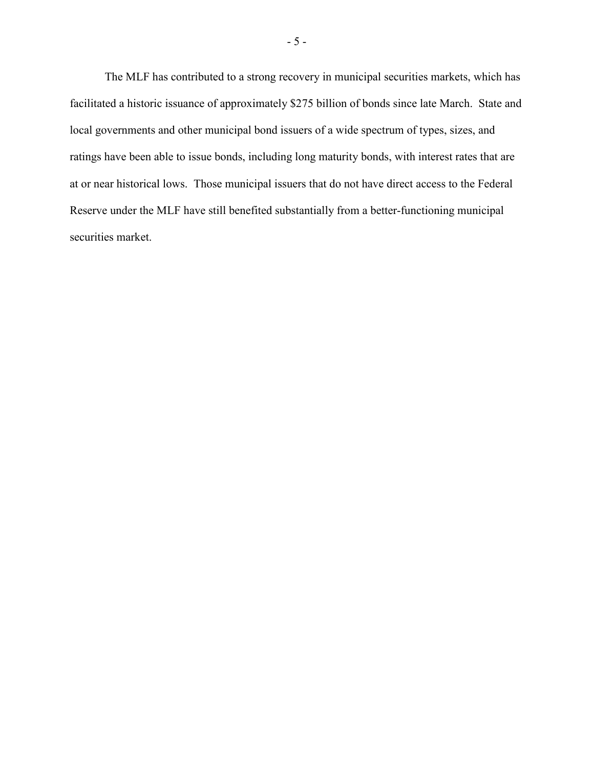The MLF has contributed to a strong recovery in municipal securities markets, which has facilitated a historic issuance of approximately $275 billion of bonds since late March. State and local governments and other municipal bond issuers of a wide spectrum of types, sizes, and ratings have been able to issue bonds, including long maturity bonds, with interest rates that are at or near historical lows. Those municipal issuers that do not have direct access to the Federal Reserve under the MLF have still benefited substantially from a better-functioning municipal securities market.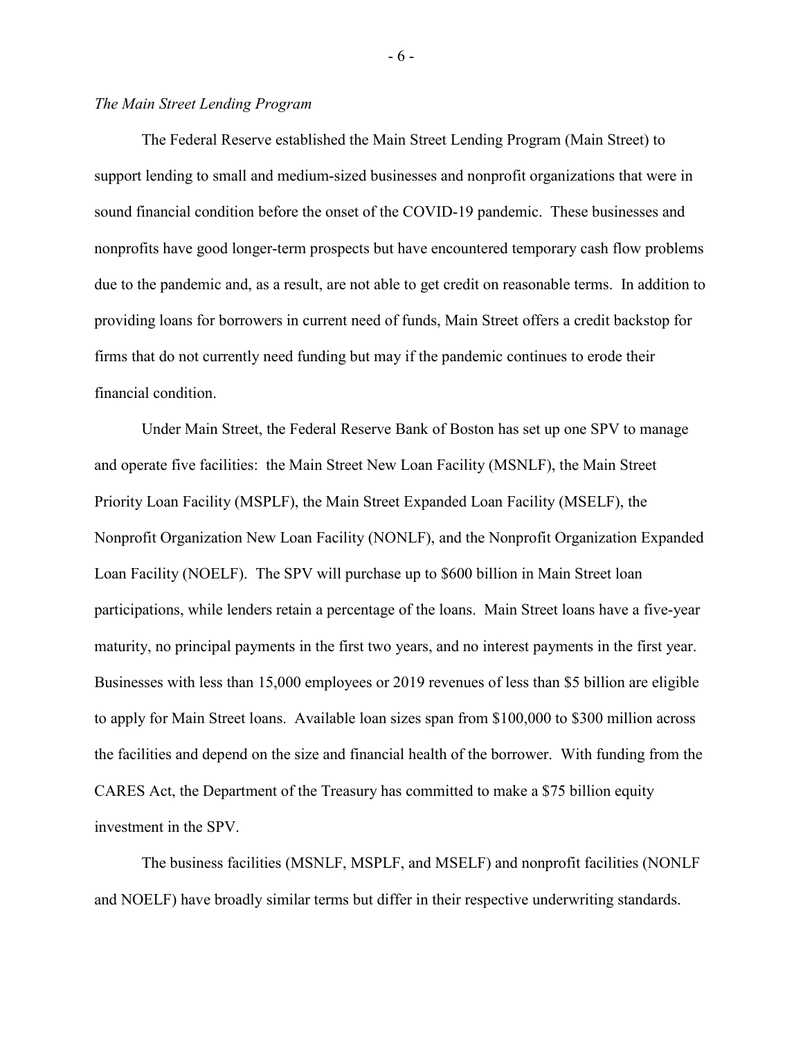*The Main Street Lending Program*

The Federal Reserve established the Main Street Lending Program (Main Street) to support lending to small and medium-sized businesses and nonprofit organizations that were in sound financial condition before the onset of the COVID-19 pandemic. These businesses and nonprofits have good longer-term prospects but have encountered temporary cash flow problems due to the pandemic and, as a result, are not able to get credit on reasonable terms. In addition to providing loans for borrowers in current need of funds, Main Street offers a credit backstop for firms that do not currently need funding but may if the pandemic continues to erode their financial condition.

Under Main Street, the Federal Reserve Bank of Boston has set up one SPV to manage and operate five facilities: the Main Street New Loan Facility (MSNLF), the Main Street Priority Loan Facility (MSPLF), the Main Street Expanded Loan Facility (MSELF), the Nonprofit Organization New Loan Facility (NONLF), and the Nonprofit Organization Expanded Loan Facility (NOELF). The SPV will purchase up to $600 billion in Main Street loan participations, while lenders retain a percentage of the loans. Main Street loans have a five-year maturity, no principal payments in the first two years, and no interest payments in the first year. Businesses with less than 15,000 employees or 2019 revenues of less than $5 billion are eligible to apply for Main Street loans. Available loan sizes span from $100,000 to $300 million across the facilities and depend on the size and financial health of the borrower. With funding from the CARES Act, the Department of the Treasury has committed to make a $75 billion equity investment in the SPV.

The business facilities (MSNLF, MSPLF, and MSELF) and nonprofit facilities (NONLF and NOELF) have broadly similar terms but differ in their respective underwriting standards.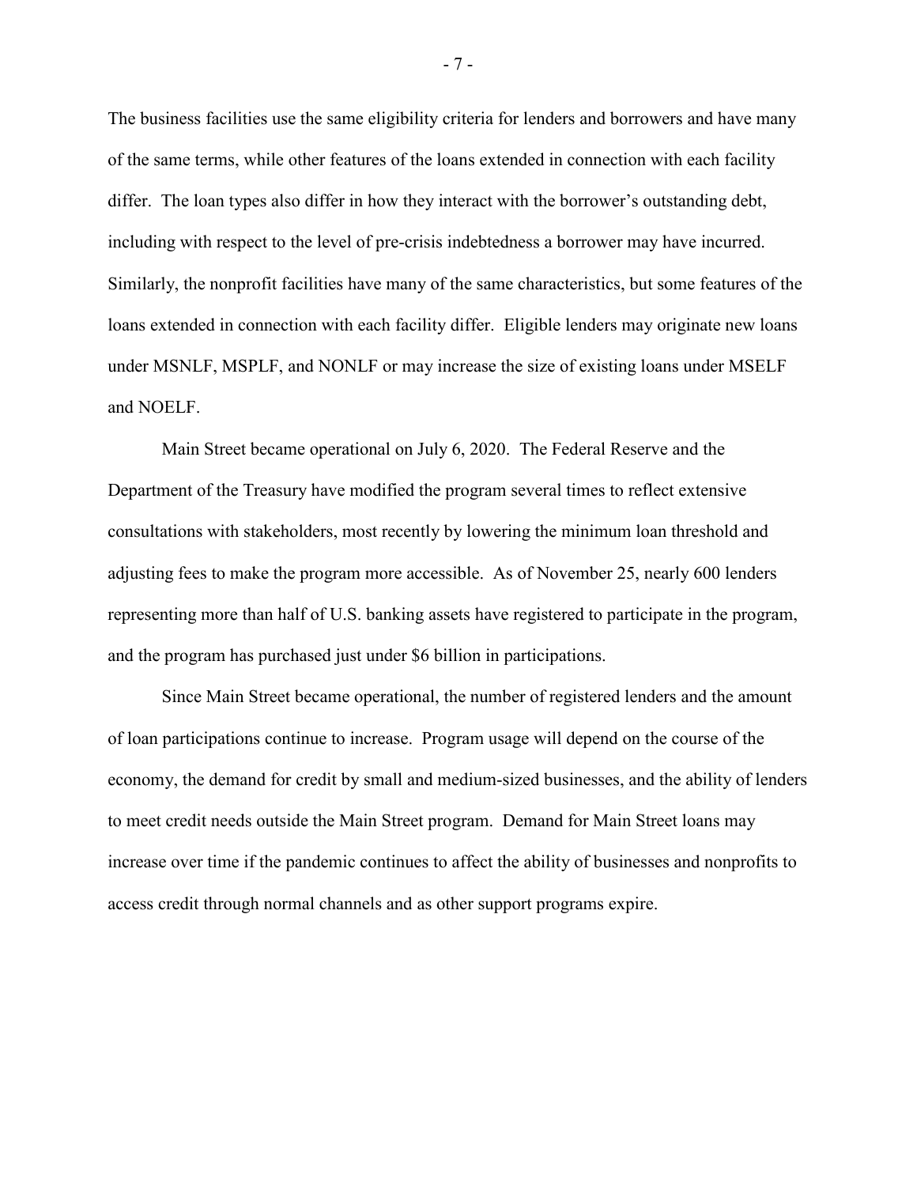The business facilities use the same eligibility criteria for lenders and borrowers and have many of the same terms, while other features of the loans extended in connection with each facility differ. The loan types also differ in how they interact with the borrower's outstanding debt, including with respect to the level of pre-crisis indebtedness a borrower may have incurred. Similarly, the nonprofit facilities have many of the same characteristics, but some features of the loans extended in connection with each facility differ. Eligible lenders may originate new loans under MSNLF, MSPLF, and NONLF or may increase the size of existing loans under MSELF and NOELF.

Main Street became operational on July 6, 2020. The Federal Reserve and the Department of the Treasury have modified the program several times to reflect extensive consultations with stakeholders, most recently by lowering the minimum loan threshold and adjusting fees to make the program more accessible. As of November 25, nearly 600 lenders representing more than half of U.S. banking assets have registered to participate in the program, and the program has purchased just under $6 billion in participations.

Since Main Street became operational, the number of registered lenders and the amount of loan participations continue to increase. Program usage will depend on the course of the economy, the demand for credit by small and medium-sized businesses, and the ability of lenders to meet credit needs outside the Main Street program. Demand for Main Street loans may increase over time if the pandemic continues to affect the ability of businesses and nonprofits to access credit through normal channels and as other support programs expire.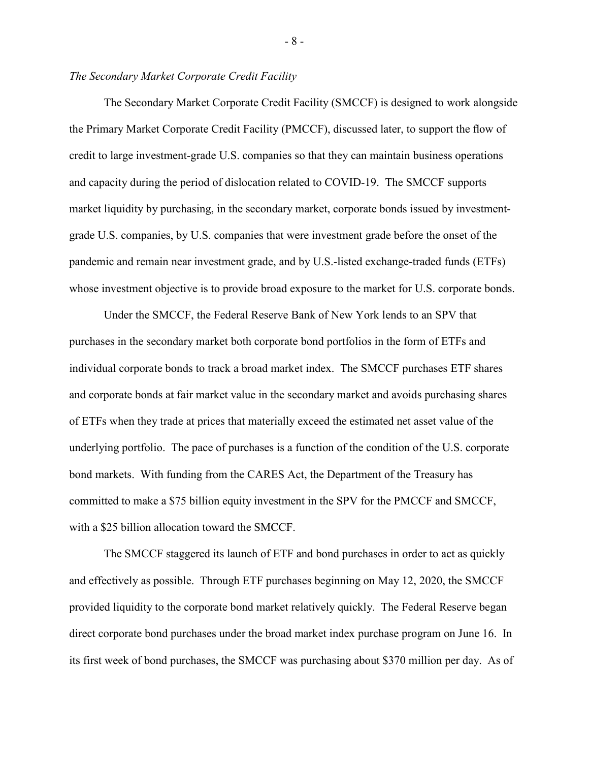*The Secondary Market Corporate Credit Facility*

The Secondary Market Corporate Credit Facility (SMCCF) is designed to work alongside the Primary Market Corporate Credit Facility (PMCCF), discussed later, to support the flow of credit to large investment-grade U.S. companies so that they can maintain business operations and capacity during the period of dislocation related to COVID-19. The SMCCF supports market liquidity by purchasing, in the secondary market, corporate bonds issued by investment-grade U.S. companies, by U.S. companies that were investment grade before the onset of the pandemic and remain near investment grade, and by U.S.-listed exchange-traded funds (ETFs) whose investment objective is to provide broad exposure to the market for U.S. corporate bonds.

Under the SMCCF, the Federal Reserve Bank of New York lends to an SPV that purchases in the secondary market both corporate bond portfolios in the form of ETFs and individual corporate bonds to track a broad market index. The SMCCF purchases ETF shares and corporate bonds at fair market value in the secondary market and avoids purchasing shares of ETFs when they trade at prices that materially exceed the estimated net asset value of the underlying portfolio. The pace of purchases is a function of the condition of the U.S. corporate bond markets. With funding from the CARES Act, the Department of the Treasury has committed to make a $75 billion equity investment in the SPV for the PMCCF and SMCCF, with a $25 billion allocation toward the SMCCF.

The SMCCF staggered its launch of ETF and bond purchases in order to act as quickly and effectively as possible. Through ETF purchases beginning on May 12, 2020, the SMCCF provided liquidity to the corporate bond market relatively quickly. The Federal Reserve began direct corporate bond purchases under the broad market index purchase program on June 16. In its first week of bond purchases, the SMCCF was purchasing about $370 million per day. As of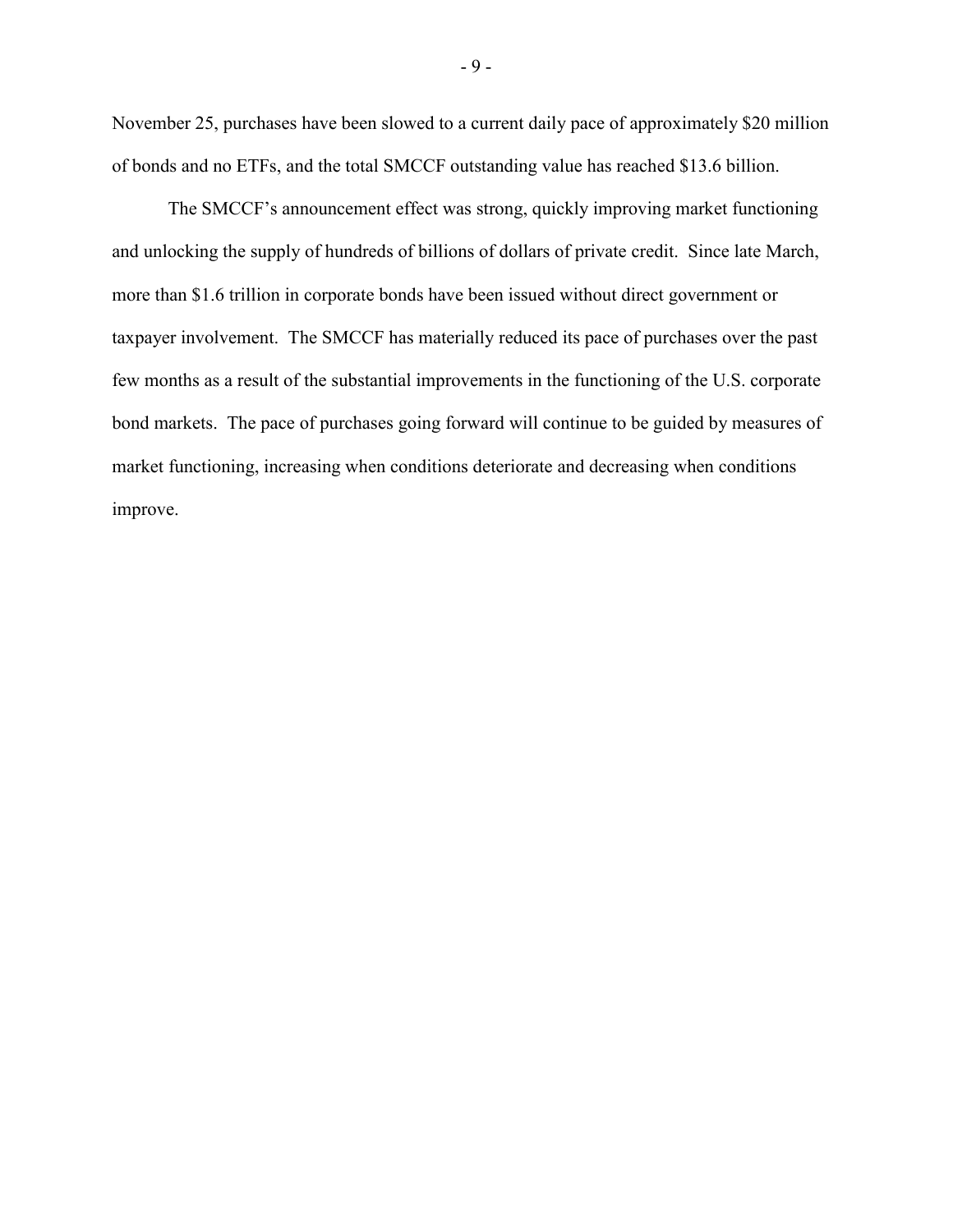November 25, purchases have been slowed to a current daily pace of approximately $20 million of bonds and no ETFs, and the total SMCCF outstanding value has reached $13.6 billion.

The SMCCF's announcement effect was strong, quickly improving market functioning and unlocking the supply of hundreds of billions of dollars of private credit. Since late March, more than $1.6 trillion in corporate bonds have been issued without direct government or taxpayer involvement. The SMCCF has materially reduced its pace of purchases over the past few months as a result of the substantial improvements in the functioning of the U.S. corporate bond markets. The pace of purchases going forward will continue to be guided by measures of market functioning, increasing when conditions deteriorate and decreasing when conditions improve.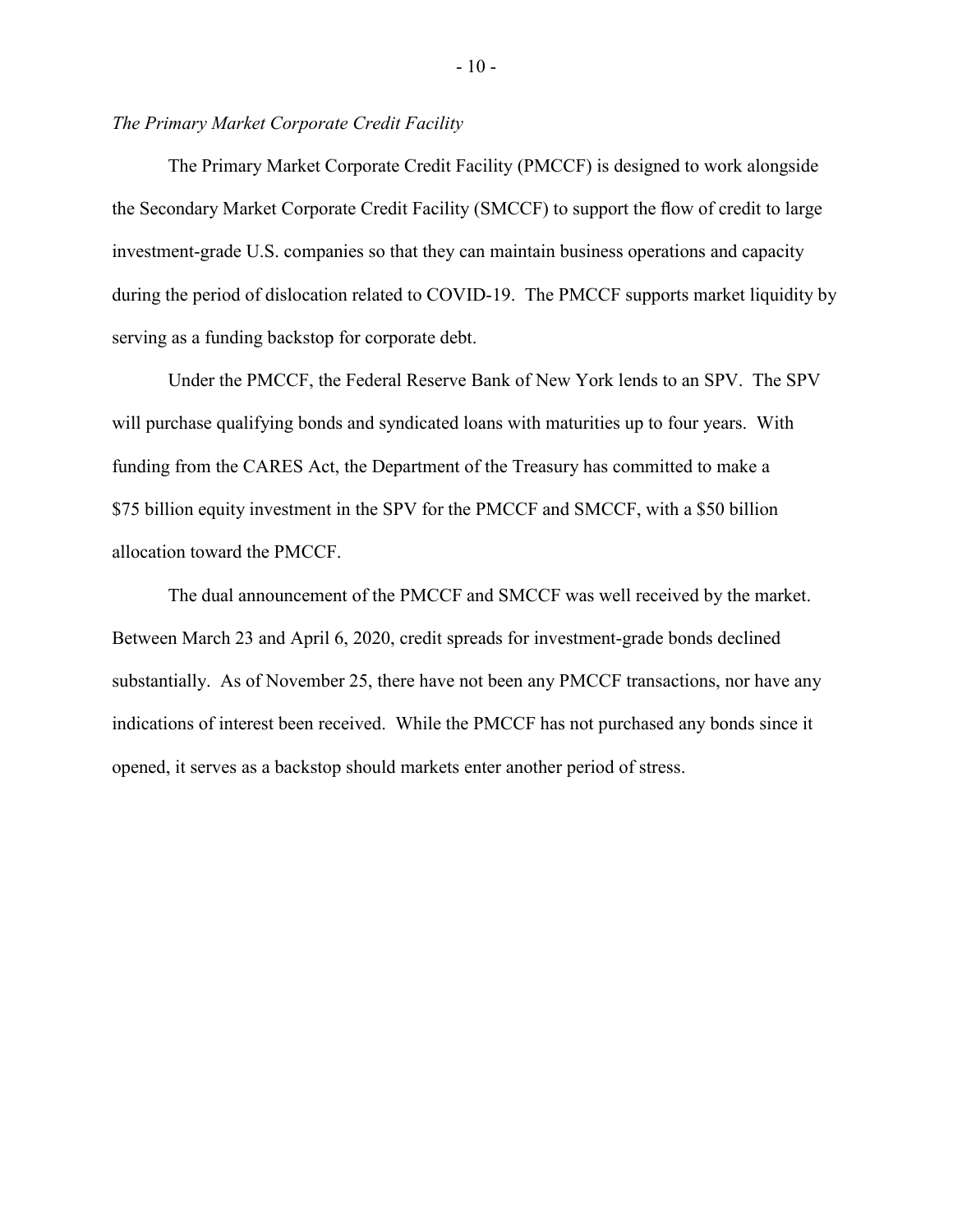*The Primary Market Corporate Credit Facility*

The Primary Market Corporate Credit Facility (PMCCF) is designed to work alongside the Secondary Market Corporate Credit Facility (SMCCF) to support the flow of credit to large investment-grade U.S. companies so that they can maintain business operations and capacity during the period of dislocation related to COVID-19. The PMCCF supports market liquidity by serving as a funding backstop for corporate debt.

Under the PMCCF, the Federal Reserve Bank of New York lends to an SPV. The SPV will purchase qualifying bonds and syndicated loans with maturities up to four years. With funding from the CARES Act, the Department of the Treasury has committed to make a $75 billion equity investment in the SPV for the PMCCF and SMCCF, with a $50 billion allocation toward the PMCCF.

The dual announcement of the PMCCF and SMCCF was well received by the market. Between March 23 and April 6, 2020, credit spreads for investment-grade bonds declined substantially. As of November 25, there have not been any PMCCF transactions, nor have any indications of interest been received. While the PMCCF has not purchased any bonds since it opened, it serves as a backstop should markets enter another period of stress.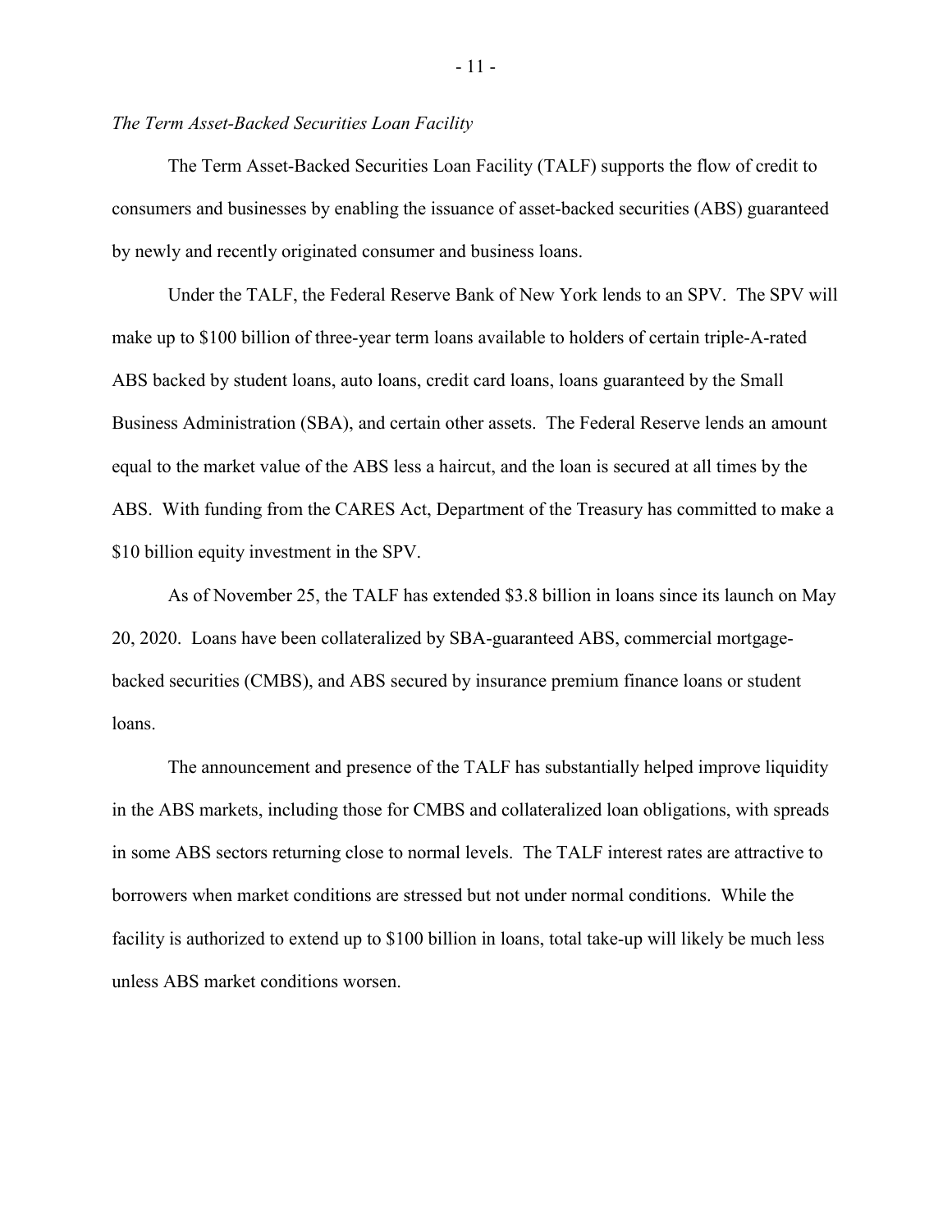*The Term Asset-Backed Securities Loan Facility*

The Term Asset-Backed Securities Loan Facility (TALF) supports the flow of credit to consumers and businesses by enabling the issuance of asset-backed securities (ABS) guaranteed by newly and recently originated consumer and business loans.

Under the TALF, the Federal Reserve Bank of New York lends to an SPV. The SPV will make up to $100 billion of three-year term loans available to holders of certain triple-A-rated ABS backed by student loans, auto loans, credit card loans, loans guaranteed by the Small Business Administration (SBA), and certain other assets. The Federal Reserve lends an amount equal to the market value of the ABS less a haircut, and the loan is secured at all times by the ABS. With funding from the CARES Act, Department of the Treasury has committed to make a $10 billion equity investment in the SPV.

As of November 25, the TALF has extended $3.8 billion in loans since its launch on May 20, 2020. Loans have been collateralized by SBA-guaranteed ABS, commercial mortgage-backed securities (CMBS), and ABS secured by insurance premium finance loans or student loans.

The announcement and presence of the TALF has substantially helped improve liquidity in the ABS markets, including those for CMBS and collateralized loan obligations, with spreads in some ABS sectors returning close to normal levels. The TALF interest rates are attractive to borrowers when market conditions are stressed but not under normal conditions. While the facility is authorized to extend up to $100 billion in loans, total take-up will likely be much less unless ABS market conditions worsen.